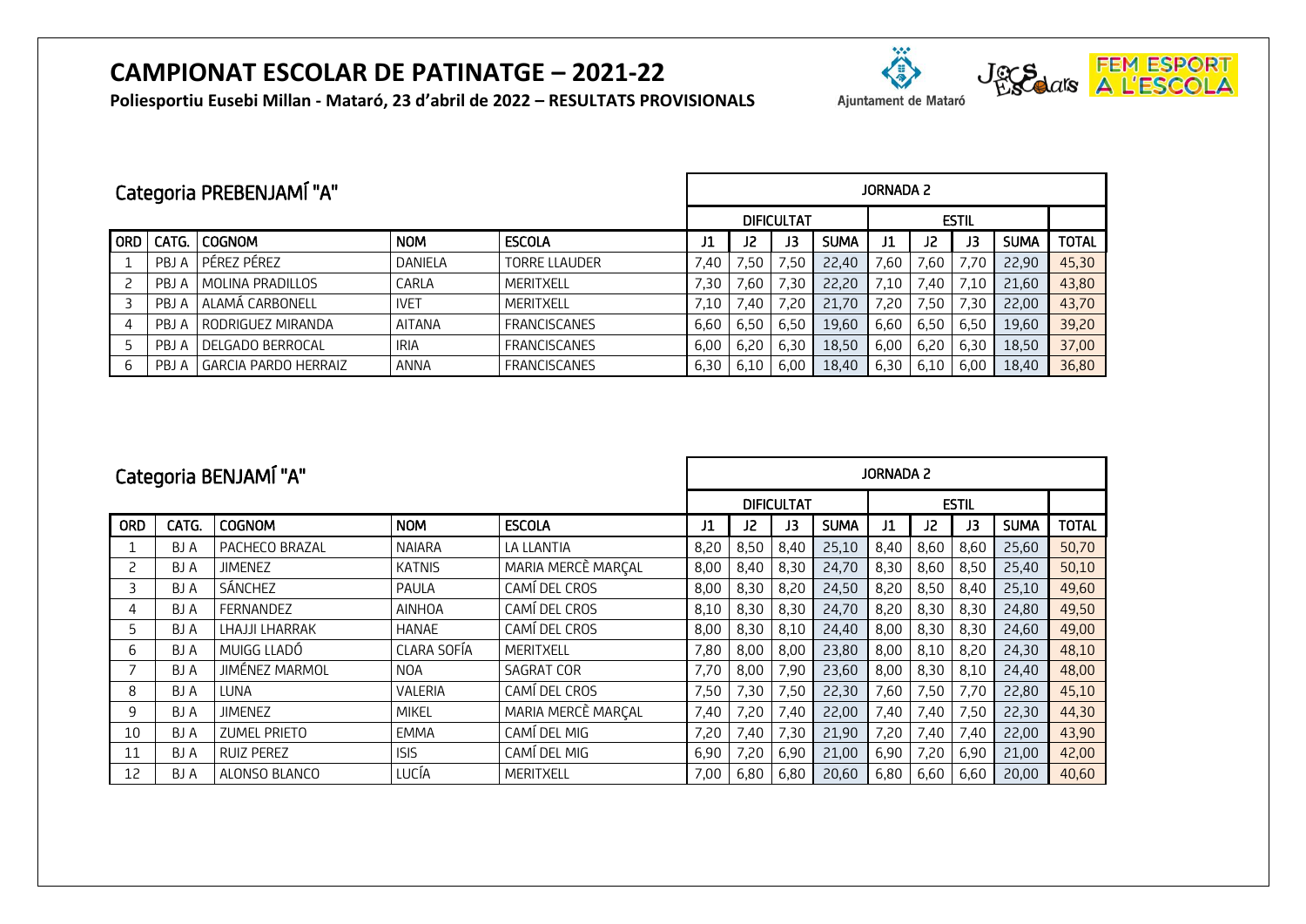# CAMPIONAT ESCOLAR DE PATINATGE – 2021-22

**Poliesportiu Eusebi Millan - Mataró, 23 d'abril de 2022 – RESULTATS PROVISIONALS**

Ajuntament de Mataró

## Categoria PREBENJAMÍ "A"

| | | | | | JORNADA 2 | | | | | | | | |
|---|---|---|---|---|---|---|---|---|---|---|---|---|---|
| | | | | | DIFICULTAT | | | | ESTIL | | | | |
| ORD | CATG. | COGNOM | NOM | ESCOLA | J1 | J2 | J3 | SUMA | J1 | J2 | J3 | SUMA | TOTAL |
| 1 | PBJ A | PÉREZ PÉREZ | DANIELA | TORRE LLAUDER | 7,40 | 7,50 | 7,50 | 22,40 | 7,60 | 7,60 | 7,70 | 22,90 | 45,30 |
| 2 | PBJ A | MOLINA PRADILLOS | CARLA | MERITXELL | 7,30 | 7,60 | 7,30 | 22,20 | 7,10 | 7,40 | 7,10 | 21,60 | 43,80 |
| 3 | PBJ A | ALAMÁ CARBONELL | IVET | MERITXELL | 7,10 | 7,40 | 7,20 | 21,70 | 7,20 | 7,50 | 7,30 | 22,00 | 43,70 |
| 4 | PBJ A | RODRIGUEZ MIRANDA | AITANA | FRANCISCANES | 6,60 | 6,50 | 6,50 | 19,60 | 6,60 | 6,50 | 6,50 | 19,60 | 39,20 |
| 5 | PBJ A | DELGADO BERROCAL | IRIA | FRANCISCANES | 6,00 | 6,20 | 6,30 | 18,50 | 6,00 | 6,20 | 6,30 | 18,50 | 37,00 |
| 6 | PBJ A | GARCIA PARDO HERRAIZ | ANNA | FRANCISCANES | 6,30 | 6,10 | 6,00 | 18,40 | 6,30 | 6,10 | 6,00 | 18,40 | 36,80 |

## Categoria BENJAMÍ "A"

| | | | | | JORNADA 2 | | | | | | | | |
|---|---|---|---|---|---|---|---|---|---|---|---|---|---|
| | | | | | DIFICULTAT | | | | ESTIL | | | | |
| ORD | CATG. | COGNOM | NOM | ESCOLA | J1 | J2 | J3 | SUMA | J1 | J2 | J3 | SUMA | TOTAL |
| 1 | BJ A | PACHECO BRAZAL | NAIARA | LA LLANTIA | 8,20 | 8,50 | 8,40 | 25,10 | 8,40 | 8,60 | 8,60 | 25,60 | 50,70 |
| 2 | BJ A | JIMENEZ | KATNIS | MARIA MERCÈ MARÇAL | 8,00 | 8,40 | 8,30 | 24,70 | 8,30 | 8,60 | 8,50 | 25,40 | 50,10 |
| 3 | BJ A | SÁNCHEZ | PAULA | CAMÍ DEL CROS | 8,00 | 8,30 | 8,20 | 24,50 | 8,20 | 8,50 | 8,40 | 25,10 | 49,60 |
| 4 | BJ A | FERNANDEZ | AINHOA | CAMÍ DEL CROS | 8,10 | 8,30 | 8,30 | 24,70 | 8,20 | 8,30 | 8,30 | 24,80 | 49,50 |
| 5 | BJ A | LHAJJI LHARRAK | HANAE | CAMÍ DEL CROS | 8,00 | 8,30 | 8,10 | 24,40 | 8,00 | 8,30 | 8,30 | 24,60 | 49,00 |
| 6 | BJ A | MUIGG LLADÓ | CLARA SOFÍA | MERITXELL | 7,80 | 8,00 | 8,00 | 23,80 | 8,00 | 8,10 | 8,20 | 24,30 | 48,10 |
| 7 | BJ A | JIMÉNEZ MARMOL | NOA | SAGRAT COR | 7,70 | 8,00 | 7,90 | 23,60 | 8,00 | 8,30 | 8,10 | 24,40 | 48,00 |
| 8 | BJ A | LUNA | VALERIA | CAMÍ DEL CROS | 7,50 | 7,30 | 7,50 | 22,30 | 7,60 | 7,50 | 7,70 | 22,80 | 45,10 |
| 9 | BJ A | JIMENEZ | MIKEL | MARIA MERCÈ MARÇAL | 7,40 | 7,20 | 7,40 | 22,00 | 7,40 | 7,40 | 7,50 | 22,30 | 44,30 |
| 10 | BJ A | ZUMEL PRIETO | EMMA | CAMÍ DEL MIG | 7,20 | 7,40 | 7,30 | 21,90 | 7,20 | 7,40 | 7,40 | 22,00 | 43,90 |
| 11 | BJ A | RUIZ PEREZ | ISIS | CAMÍ DEL MIG | 6,90 | 7,20 | 6,90 | 21,00 | 6,90 | 7,20 | 6,90 | 21,00 | 42,00 |
| 12 | BJ A | ALONSO BLANCO | LUCÍA | MERITXELL | 7,00 | 6,80 | 6,80 | 20,60 | 6,80 | 6,60 | 6,60 | 20,00 | 40,60 |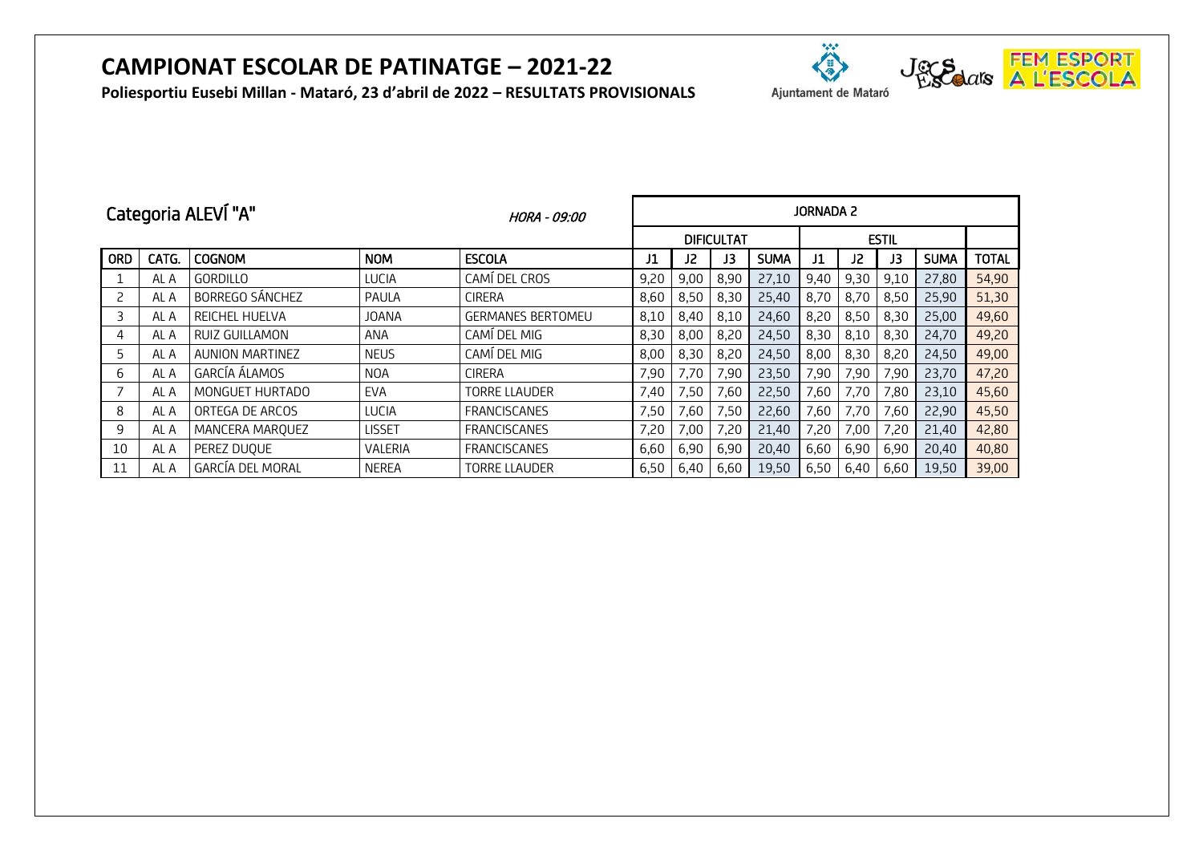# CAMPIONAT ESCOLAR DE PATINATGE – 2021-22

**Poliesportiu Eusebi Millan - Mataró, 23 d'abril de 2022 – RESULTATS PROVISIONALS**

Ajuntament de Mataró

Jocs Escolars

FEM ESPORT A L'ESCOLA

## Categoria ALEVÍ "A"

*HORA - 09:00*

| | | | | | JORNADA 2 | | | | | | | | |
|---|---|---|---|---|---|---|---|---|---|---|---|---|---|
| | | | | | DIFICULTAT | | | | ESTIL | | | | |
| ORD | CATG. | COGNOM | NOM | ESCOLA | J1 | J2 | J3 | SUMA | J1 | J2 | J3 | SUMA | TOTAL |
| 1 | AL A | GORDILLO | LUCIA | CAMÍ DEL CROS | 9,20 | 9,00 | 8,90 | 27,10 | 9,40 | 9,30 | 9,10 | 27,80 | 54,90 |
| 2 | AL A | BORREGO SÁNCHEZ | PAULA | CIRERA | 8,60 | 8,50 | 8,30 | 25,40 | 8,70 | 8,70 | 8,50 | 25,90 | 51,30 |
| 3 | AL A | REICHEL HUELVA | JOANA | GERMANES BERTOMEU | 8,10 | 8,40 | 8,10 | 24,60 | 8,20 | 8,50 | 8,30 | 25,00 | 49,60 |
| 4 | AL A | RUIZ GUILLAMON | ANA | CAMÍ DEL MIG | 8,30 | 8,00 | 8,20 | 24,50 | 8,30 | 8,10 | 8,30 | 24,70 | 49,20 |
| 5 | AL A | AUNION MARTINEZ | NEUS | CAMÍ DEL MIG | 8,00 | 8,30 | 8,20 | 24,50 | 8,00 | 8,30 | 8,20 | 24,50 | 49,00 |
| 6 | AL A | GARCÍA ÁLAMOS | NOA | CIRERA | 7,90 | 7,70 | 7,90 | 23,50 | 7,90 | 7,90 | 7,90 | 23,70 | 47,20 |
| 7 | AL A | MONGUET HURTADO | EVA | TORRE LLAUDER | 7,40 | 7,50 | 7,60 | 22,50 | 7,60 | 7,70 | 7,80 | 23,10 | 45,60 |
| 8 | AL A | ORTEGA DE ARCOS | LUCIA | FRANCISCANES | 7,50 | 7,60 | 7,50 | 22,60 | 7,60 | 7,70 | 7,60 | 22,90 | 45,50 |
| 9 | AL A | MANCERA MARQUEZ | LISSET | FRANCISCANES | 7,20 | 7,00 | 7,20 | 21,40 | 7,20 | 7,00 | 7,20 | 21,40 | 42,80 |
| 10 | AL A | PEREZ DUQUE | VALERIA | FRANCISCANES | 6,60 | 6,90 | 6,90 | 20,40 | 6,60 | 6,90 | 6,90 | 20,40 | 40,80 |
| 11 | AL A | GARCÍA DEL MORAL | NEREA | TORRE LLAUDER | 6,50 | 6,40 | 6,60 | 19,50 | 6,50 | 6,40 | 6,60 | 19,50 | 39,00 |